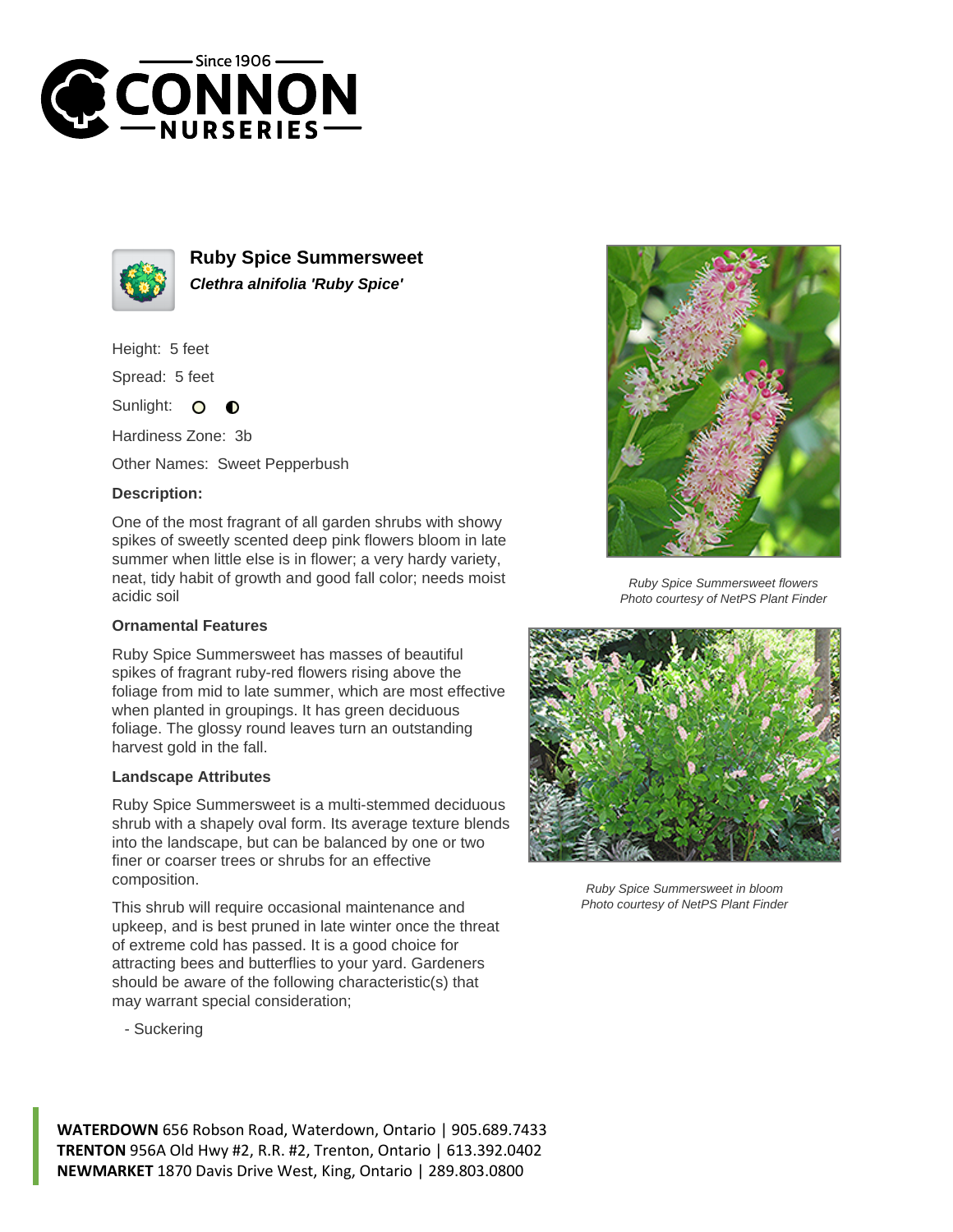# Ruby Spice Summersweet

***Clethra alnifolia 'Ruby Spice'***

Height: 5 feet

Spread: 5 feet

Sunlight:

Hardiness Zone: 3b

Other Names: Sweet Pepperbush

**Description:**

One of the most fragrant of all garden shrubs with showy spikes of sweetly scented deep pink flowers bloom in late summer when little else is in flower; a very hardy variety, neat, tidy habit of growth and good fall color; needs moist acidic soil

**Ornamental Features**

Ruby Spice Summersweet has masses of beautiful spikes of fragrant ruby-red flowers rising above the foliage from mid to late summer, which are most effective when planted in groupings. It has green deciduous foliage. The glossy round leaves turn an outstanding harvest gold in the fall.

**Landscape Attributes**

Ruby Spice Summersweet is a multi-stemmed deciduous shrub with a shapely oval form. Its average texture blends into the landscape, but can be balanced by one or two finer or coarser trees or shrubs for an effective composition.

This shrub will require occasional maintenance and upkeep, and is best pruned in late winter once the threat of extreme cold has passed. It is a good choice for attracting bees and butterflies to your yard. Gardeners should be aware of the following characteristic(s) that may warrant special consideration;

- Suckering

*Ruby Spice Summersweet flowers*
*Photo courtesy of NetPS Plant Finder*

*Ruby Spice Summersweet in bloom*
*Photo courtesy of NetPS Plant Finder*

**WATERDOWN** 656 Robson Road, Waterdown, Ontario | 905.689.7433
**TRENTON** 956A Old Hwy #2, R.R. #2, Trenton, Ontario | 613.392.0402
**NEWMARKET** 1870 Davis Drive West, King, Ontario | 289.803.0800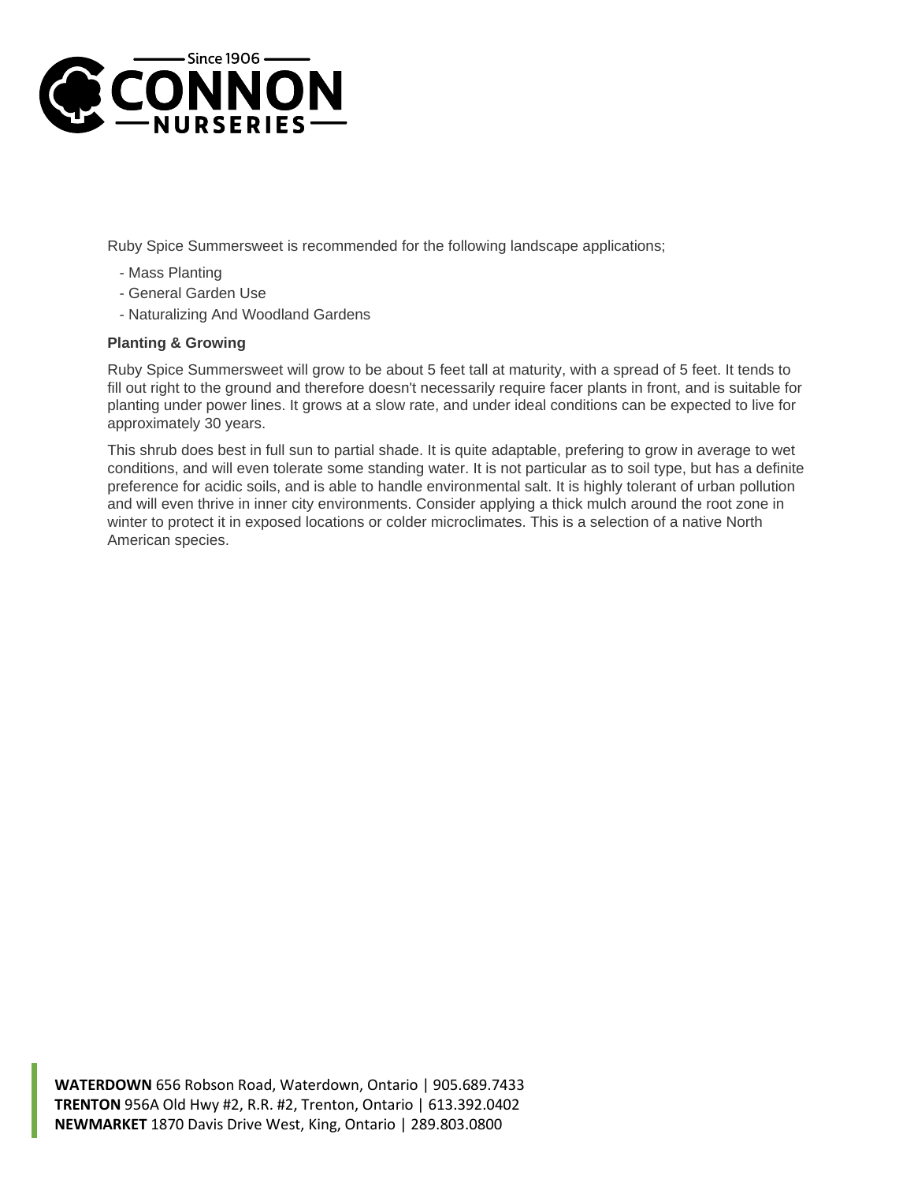Ruby Spice Summersweet is recommended for the following landscape applications;

- Mass Planting
- General Garden Use
- Naturalizing And Woodland Gardens

**Planting & Growing**

Ruby Spice Summersweet will grow to be about 5 feet tall at maturity, with a spread of 5 feet. It tends to fill out right to the ground and therefore doesn't necessarily require facer plants in front, and is suitable for planting under power lines. It grows at a slow rate, and under ideal conditions can be expected to live for approximately 30 years.

This shrub does best in full sun to partial shade. It is quite adaptable, prefering to grow in average to wet conditions, and will even tolerate some standing water. It is not particular as to soil type, but has a definite preference for acidic soils, and is able to handle environmental salt. It is highly tolerant of urban pollution and will even thrive in inner city environments. Consider applying a thick mulch around the root zone in winter to protect it in exposed locations or colder microclimates. This is a selection of a native North American species.